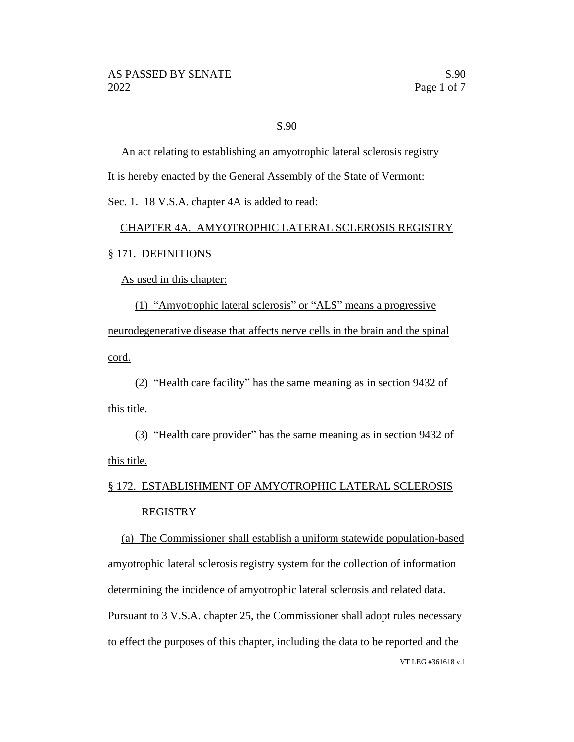S.90

An act relating to establishing an amyotrophic lateral sclerosis registry

It is hereby enacted by the General Assembly of the State of Vermont:

Sec. 1. 18 V.S.A. chapter 4A is added to read:

## CHAPTER 4A. AMYOTROPHIC LATERAL SCLEROSIS REGISTRY

### § 171. DEFINITIONS

As used in this chapter:

(1) "Amyotrophic lateral sclerosis" or "ALS" means a progressive neurodegenerative disease that affects nerve cells in the brain and the spinal cord.

(2) "Health care facility" has the same meaning as in section 9432 of this title.

(3) "Health care provider" has the same meaning as in section 9432 of this title.

### § 172. ESTABLISHMENT OF AMYOTROPHIC LATERAL SCLEROSIS REGISTRY

(a) The Commissioner shall establish a uniform statewide population-based amyotrophic lateral sclerosis registry system for the collection of information determining the incidence of amyotrophic lateral sclerosis and related data. Pursuant to 3 V.S.A. chapter 25, the Commissioner shall adopt rules necessary to effect the purposes of this chapter, including the data to be reported and the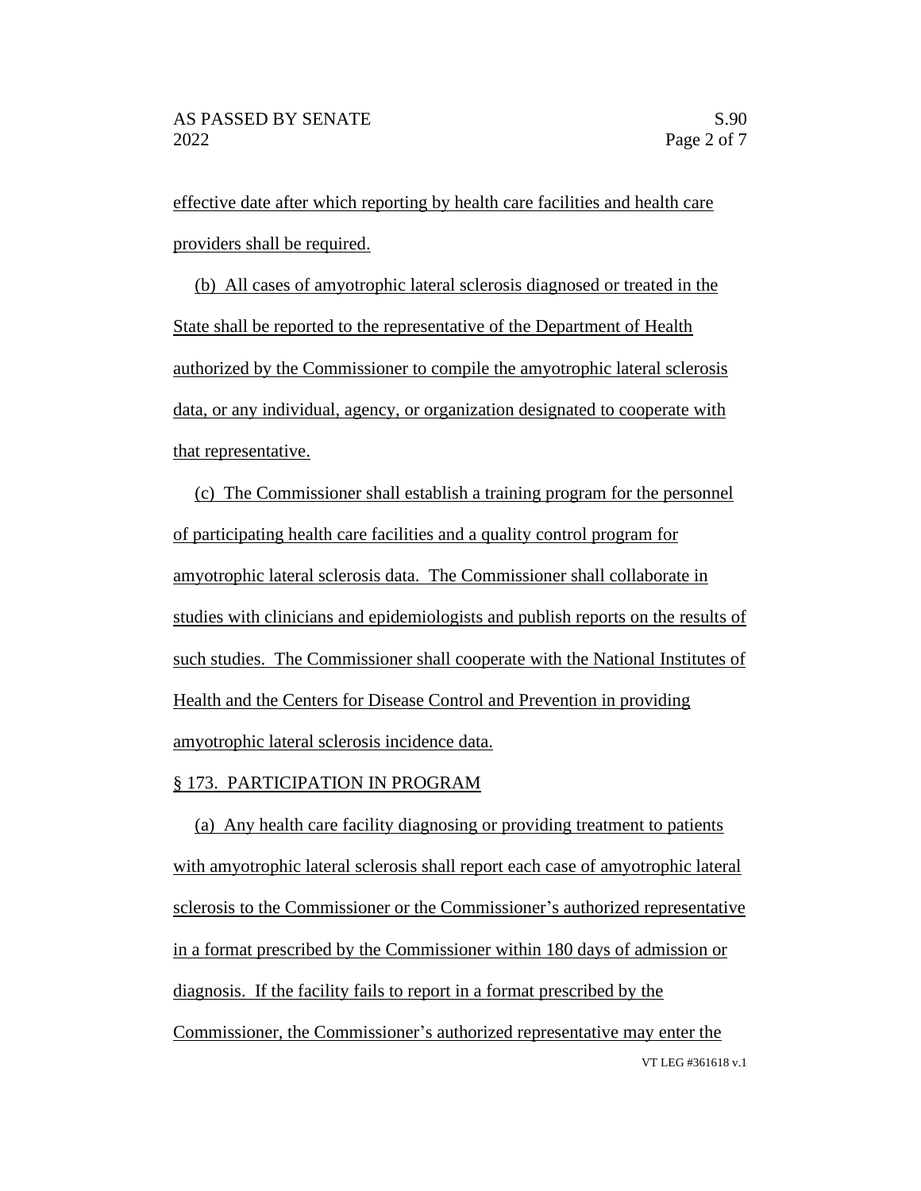effective date after which reporting by health care facilities and health care providers shall be required.

(b) All cases of amyotrophic lateral sclerosis diagnosed or treated in the State shall be reported to the representative of the Department of Health authorized by the Commissioner to compile the amyotrophic lateral sclerosis data, or any individual, agency, or organization designated to cooperate with that representative.

(c) The Commissioner shall establish a training program for the personnel of participating health care facilities and a quality control program for amyotrophic lateral sclerosis data. The Commissioner shall collaborate in studies with clinicians and epidemiologists and publish reports on the results of such studies. The Commissioner shall cooperate with the National Institutes of Health and the Centers for Disease Control and Prevention in providing amyotrophic lateral sclerosis incidence data.

§ 173. PARTICIPATION IN PROGRAM

(a) Any health care facility diagnosing or providing treatment to patients with amyotrophic lateral sclerosis shall report each case of amyotrophic lateral sclerosis to the Commissioner or the Commissioner's authorized representative in a format prescribed by the Commissioner within 180 days of admission or diagnosis. If the facility fails to report in a format prescribed by the Commissioner, the Commissioner's authorized representative may enter the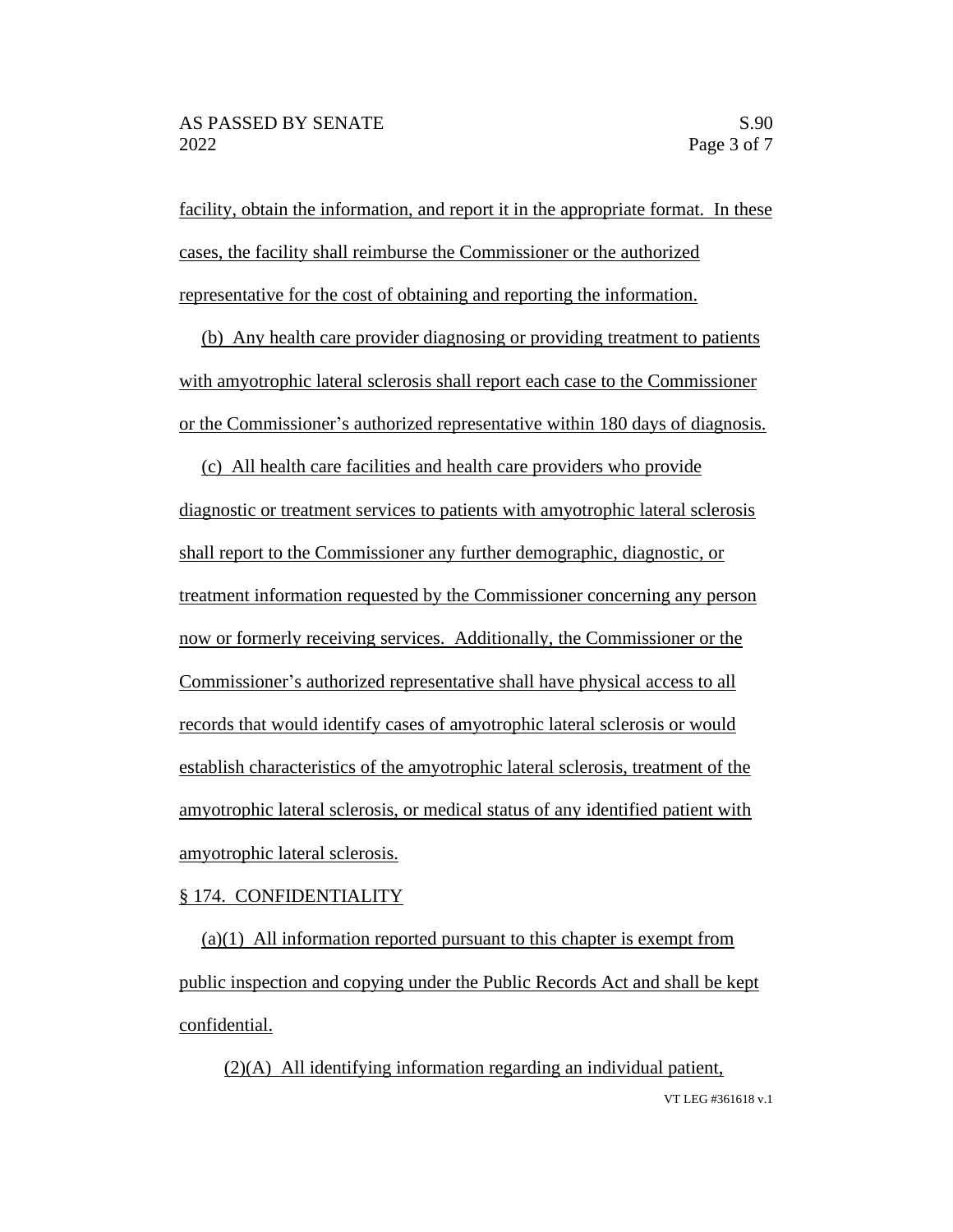facility, obtain the information, and report it in the appropriate format. In these cases, the facility shall reimburse the Commissioner or the authorized representative for the cost of obtaining and reporting the information.

(b) Any health care provider diagnosing or providing treatment to patients with amyotrophic lateral sclerosis shall report each case to the Commissioner or the Commissioner's authorized representative within 180 days of diagnosis.

(c) All health care facilities and health care providers who provide diagnostic or treatment services to patients with amyotrophic lateral sclerosis shall report to the Commissioner any further demographic, diagnostic, or treatment information requested by the Commissioner concerning any person now or formerly receiving services. Additionally, the Commissioner or the Commissioner's authorized representative shall have physical access to all records that would identify cases of amyotrophic lateral sclerosis or would establish characteristics of the amyotrophic lateral sclerosis, treatment of the amyotrophic lateral sclerosis, or medical status of any identified patient with amyotrophic lateral sclerosis.

§ 174. CONFIDENTIALITY

(a)(1) All information reported pursuant to this chapter is exempt from public inspection and copying under the Public Records Act and shall be kept confidential.

(2)(A) All identifying information regarding an individual patient,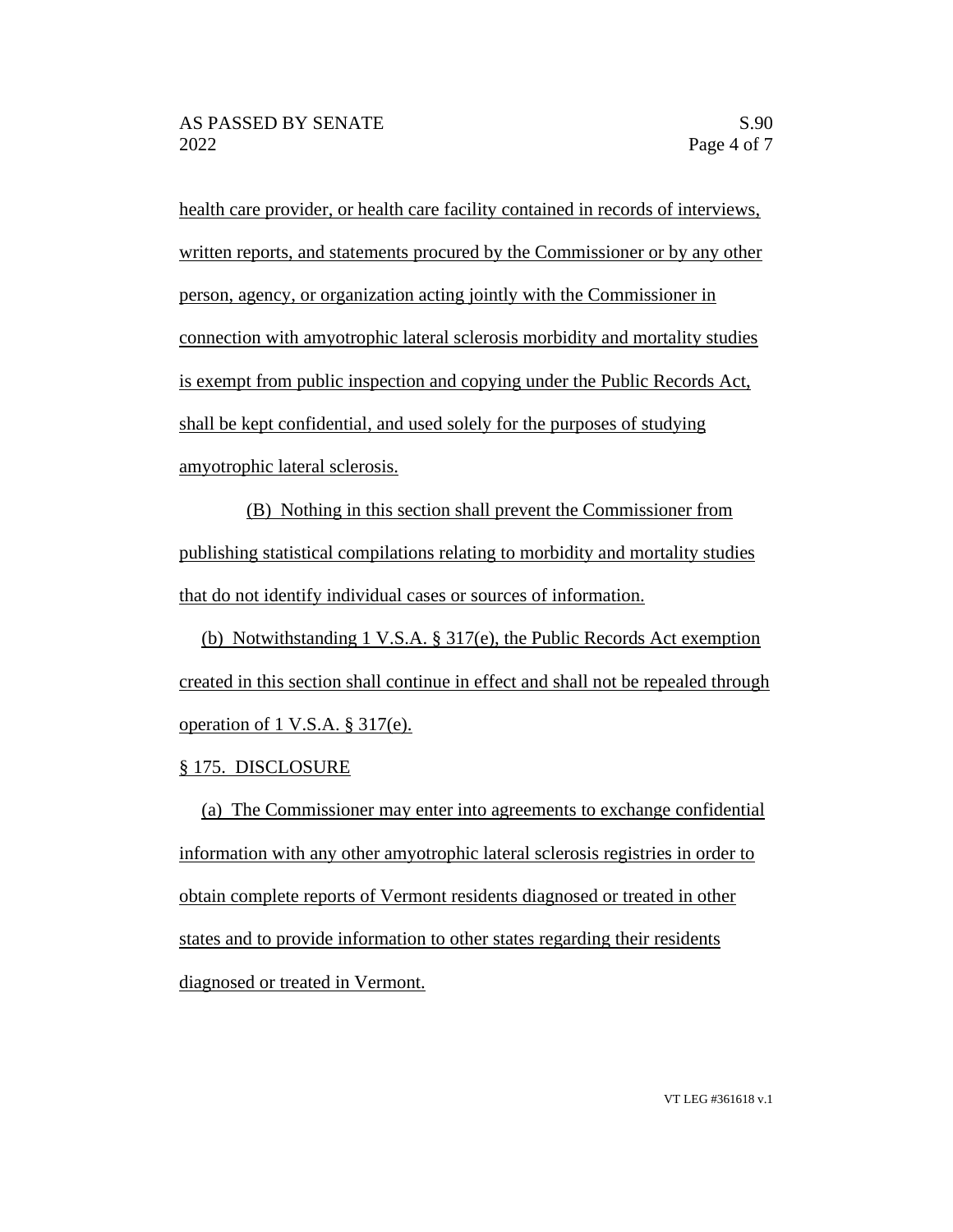health care provider, or health care facility contained in records of interviews, written reports, and statements procured by the Commissioner or by any other person, agency, or organization acting jointly with the Commissioner in connection with amyotrophic lateral sclerosis morbidity and mortality studies is exempt from public inspection and copying under the Public Records Act, shall be kept confidential, and used solely for the purposes of studying amyotrophic lateral sclerosis.

(B) Nothing in this section shall prevent the Commissioner from publishing statistical compilations relating to morbidity and mortality studies that do not identify individual cases or sources of information.

(b) Notwithstanding 1 V.S.A. § 317(e), the Public Records Act exemption created in this section shall continue in effect and shall not be repealed through operation of 1 V.S.A. § 317(e).

§ 175. DISCLOSURE

(a) The Commissioner may enter into agreements to exchange confidential information with any other amyotrophic lateral sclerosis registries in order to obtain complete reports of Vermont residents diagnosed or treated in other states and to provide information to other states regarding their residents diagnosed or treated in Vermont.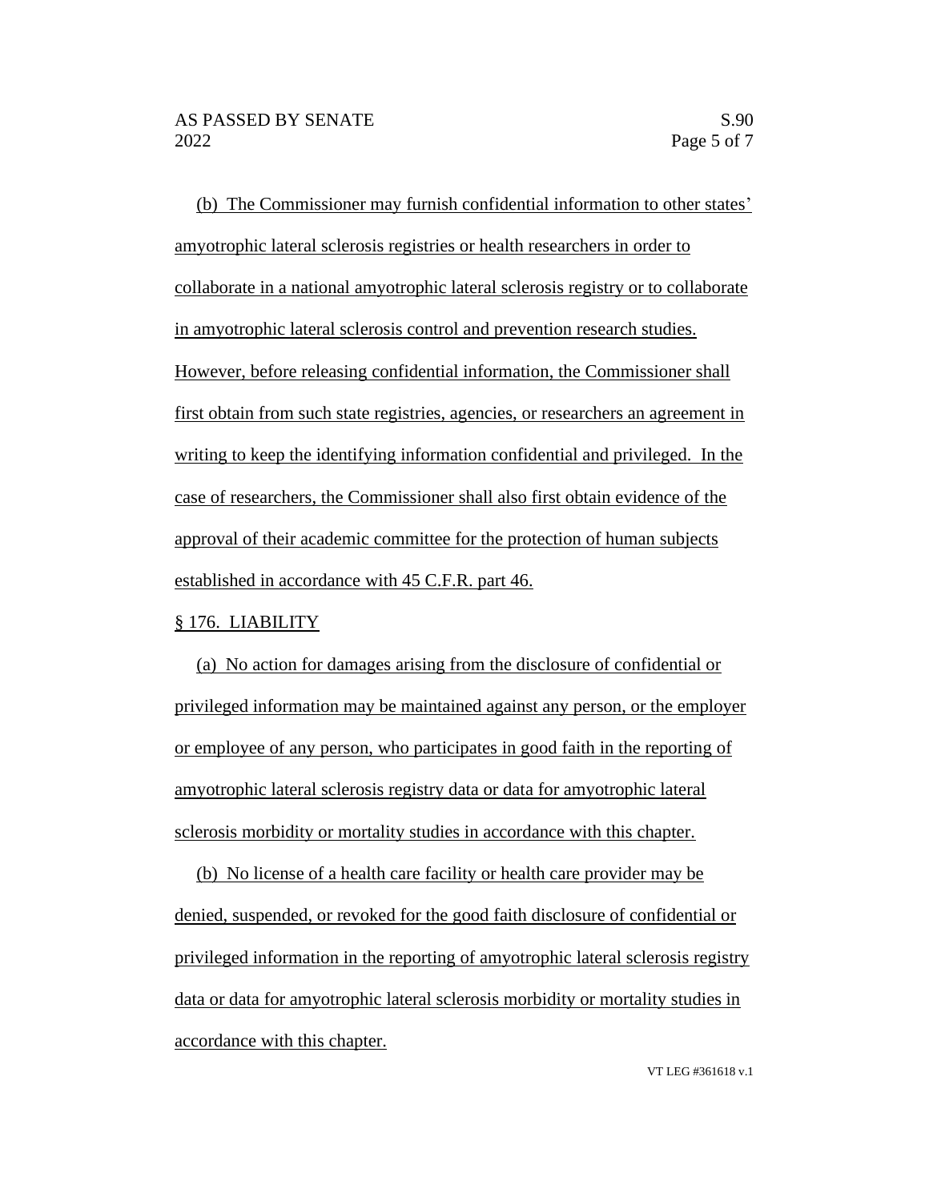(b) The Commissioner may furnish confidential information to other states' amyotrophic lateral sclerosis registries or health researchers in order to collaborate in a national amyotrophic lateral sclerosis registry or to collaborate in amyotrophic lateral sclerosis control and prevention research studies. However, before releasing confidential information, the Commissioner shall first obtain from such state registries, agencies, or researchers an agreement in writing to keep the identifying information confidential and privileged. In the case of researchers, the Commissioner shall also first obtain evidence of the approval of their academic committee for the protection of human subjects established in accordance with 45 C.F.R. part 46.

§ 176. LIABILITY

(a) No action for damages arising from the disclosure of confidential or privileged information may be maintained against any person, or the employer or employee of any person, who participates in good faith in the reporting of amyotrophic lateral sclerosis registry data or data for amyotrophic lateral sclerosis morbidity or mortality studies in accordance with this chapter.

(b) No license of a health care facility or health care provider may be denied, suspended, or revoked for the good faith disclosure of confidential or privileged information in the reporting of amyotrophic lateral sclerosis registry data or data for amyotrophic lateral sclerosis morbidity or mortality studies in accordance with this chapter.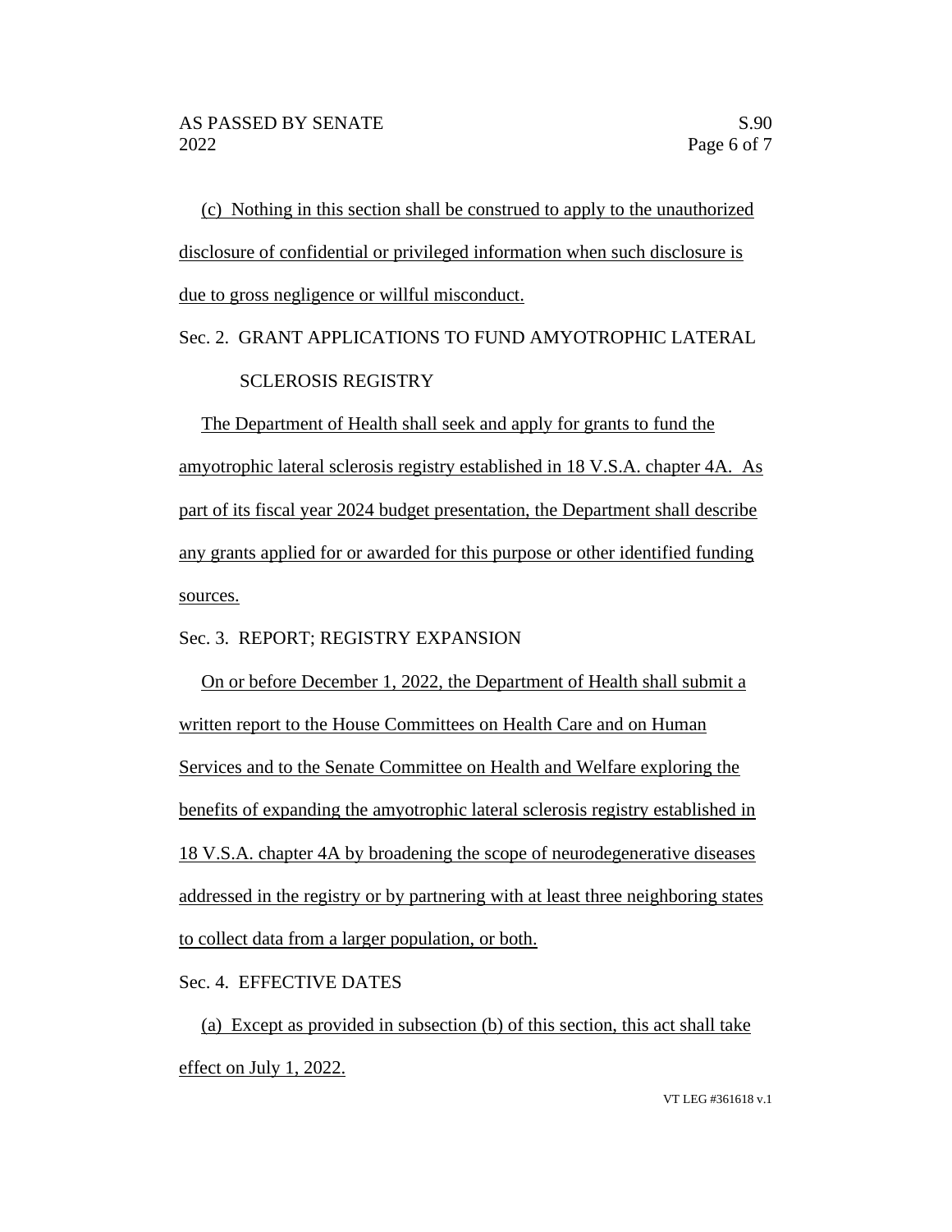(c) Nothing in this section shall be construed to apply to the unauthorized disclosure of confidential or privileged information when such disclosure is due to gross negligence or willful misconduct.

Sec. 2. GRANT APPLICATIONS TO FUND AMYOTROPHIC LATERAL SCLEROSIS REGISTRY

The Department of Health shall seek and apply for grants to fund the amyotrophic lateral sclerosis registry established in 18 V.S.A. chapter 4A. As part of its fiscal year 2024 budget presentation, the Department shall describe any grants applied for or awarded for this purpose or other identified funding sources.

Sec. 3. REPORT; REGISTRY EXPANSION

On or before December 1, 2022, the Department of Health shall submit a written report to the House Committees on Health Care and on Human Services and to the Senate Committee on Health and Welfare exploring the benefits of expanding the amyotrophic lateral sclerosis registry established in 18 V.S.A. chapter 4A by broadening the scope of neurodegenerative diseases addressed in the registry or by partnering with at least three neighboring states to collect data from a larger population, or both.

Sec. 4. EFFECTIVE DATES

(a) Except as provided in subsection (b) of this section, this act shall take effect on July 1, 2022.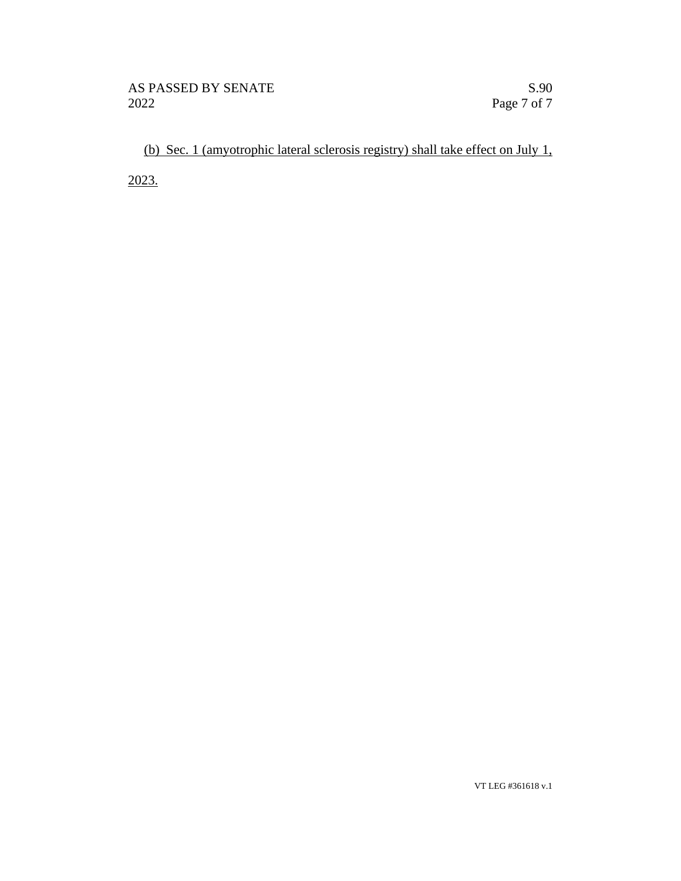(b) Sec. 1 (amyotrophic lateral sclerosis registry) shall take effect on July 1, 2023.